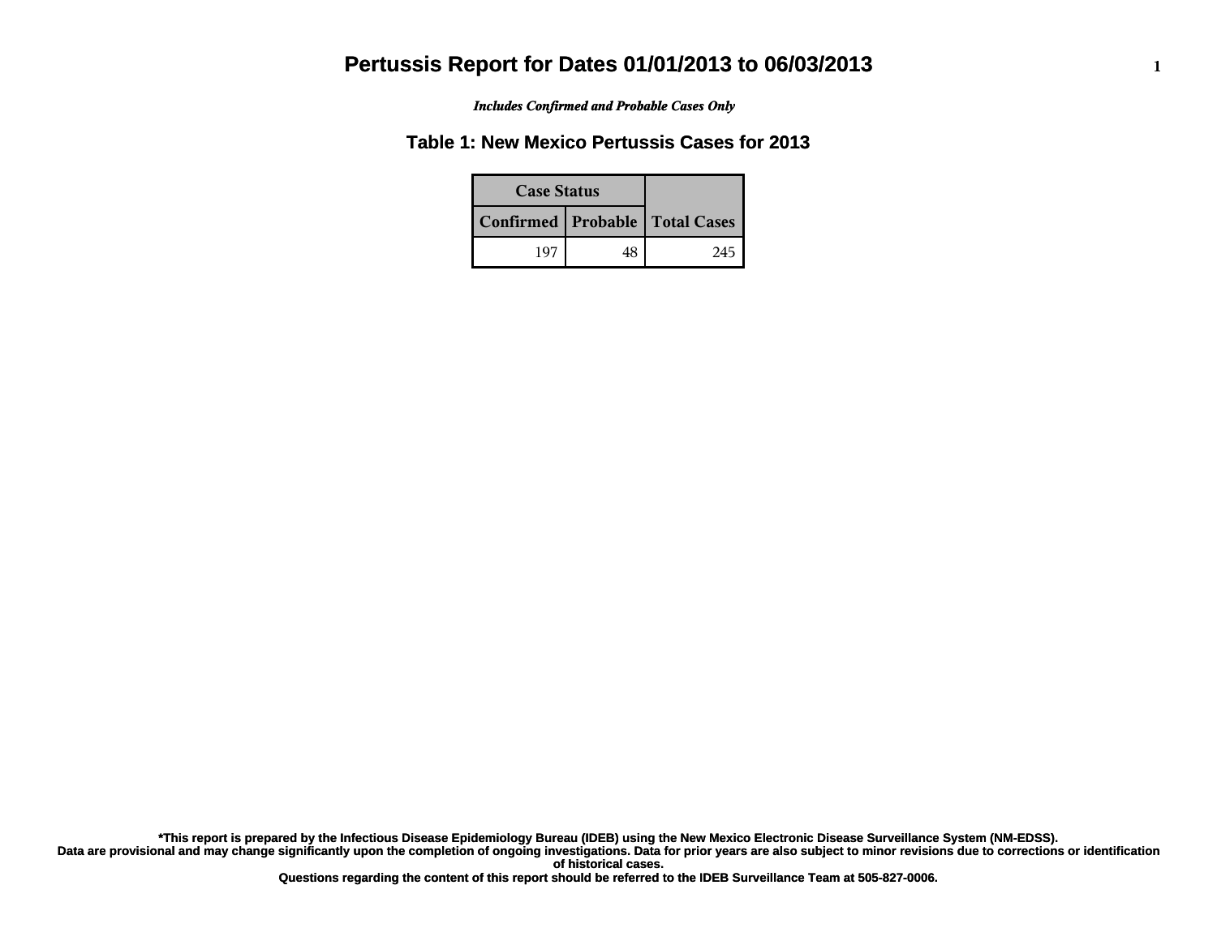# Pertussis Report for Dates 01/01/2013 to 06/03/2013

***Includes Confirmed and Probable Cases Only***

## Table 1: New Mexico Pertussis Cases for 2013

| Case Status | | |
|---|---|---|
| **Confirmed** | **Probable** | **Total Cases** |
| 197 | 48 | 245 |

**\*This report is prepared by the Infectious Disease Epidemiology Bureau (IDEB) using the New Mexico Electronic Disease Surveillance System (NM-EDSS).**
**Data are provisional and may change significantly upon the completion of ongoing investigations. Data for prior years are also subject to minor revisions due to corrections or identification of historical cases.**
**Questions regarding the content of this report should be referred to the IDEB Surveillance Team at 505-827-0006.**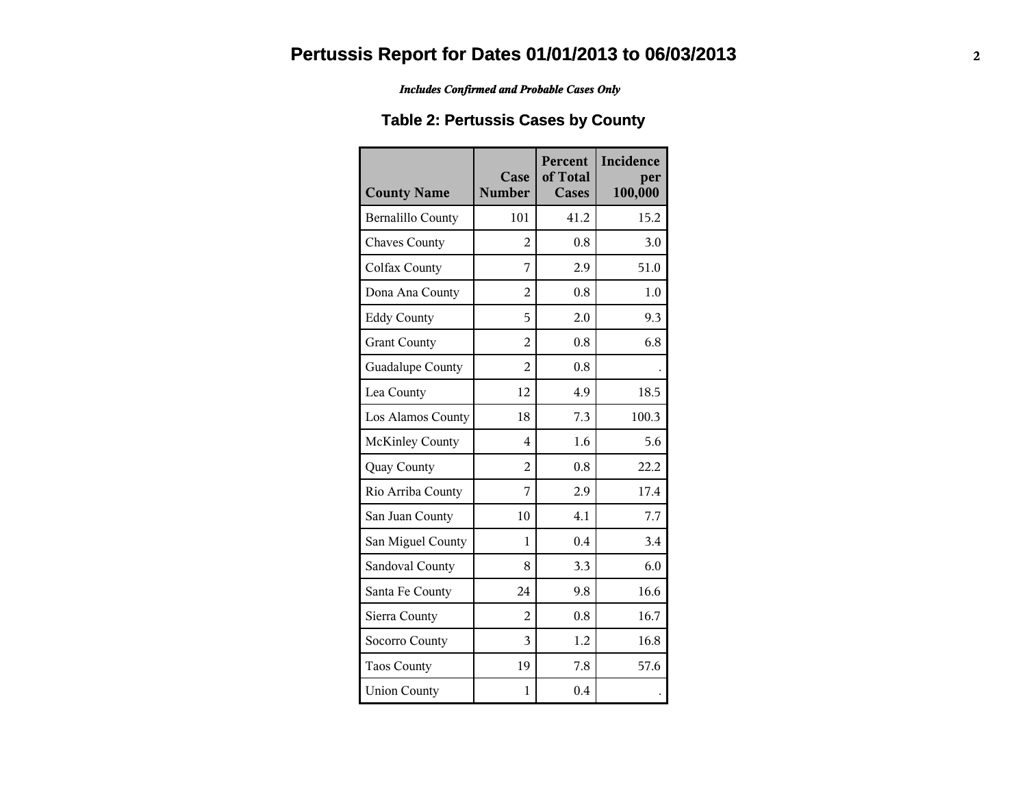# Pertussis Report for Dates 01/01/2013 to 06/03/2013

***Includes Confirmed and Probable Cases Only***

## Table 2: Pertussis Cases by County

| County Name | Case Number | Percent of Total Cases | Incidence per 100,000 |
|---|---|---|---|
| Bernalillo County | 101 | 41.2 | 15.2 |
| Chaves County | 2 | 0.8 | 3.0 |
| Colfax County | 7 | 2.9 | 51.0 |
| Dona Ana County | 2 | 0.8 | 1.0 |
| Eddy County | 5 | 2.0 | 9.3 |
| Grant County | 2 | 0.8 | 6.8 |
| Guadalupe County | 2 | 0.8 | . |
| Lea County | 12 | 4.9 | 18.5 |
| Los Alamos County | 18 | 7.3 | 100.3 |
| McKinley County | 4 | 1.6 | 5.6 |
| Quay County | 2 | 0.8 | 22.2 |
| Rio Arriba County | 7 | 2.9 | 17.4 |
| San Juan County | 10 | 4.1 | 7.7 |
| San Miguel County | 1 | 0.4 | 3.4 |
| Sandoval County | 8 | 3.3 | 6.0 |
| Santa Fe County | 24 | 9.8 | 16.6 |
| Sierra County | 2 | 0.8 | 16.7 |
| Socorro County | 3 | 1.2 | 16.8 |
| Taos County | 19 | 7.8 | 57.6 |
| Union County | 1 | 0.4 | . |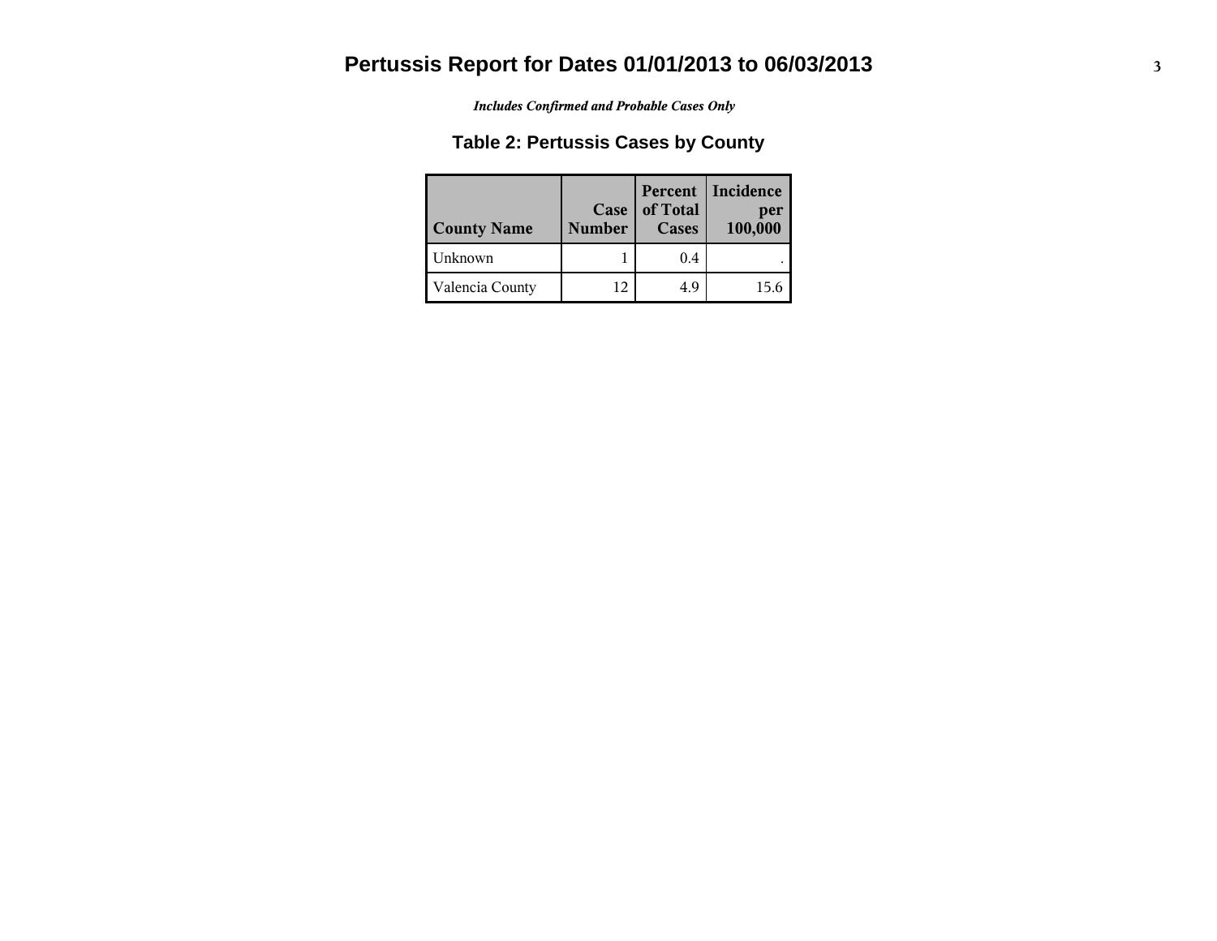# Pertussis Report for Dates 01/01/2013 to 06/03/2013

*Includes Confirmed and Probable Cases Only*

## Table 2: Pertussis Cases by County

| County Name | Case Number | Percent of Total Cases | Incidence per 100,000 |
|---|---|---|---|
| Unknown | 1 | 0.4 | . |
| Valencia County | 12 | 4.9 | 15.6 |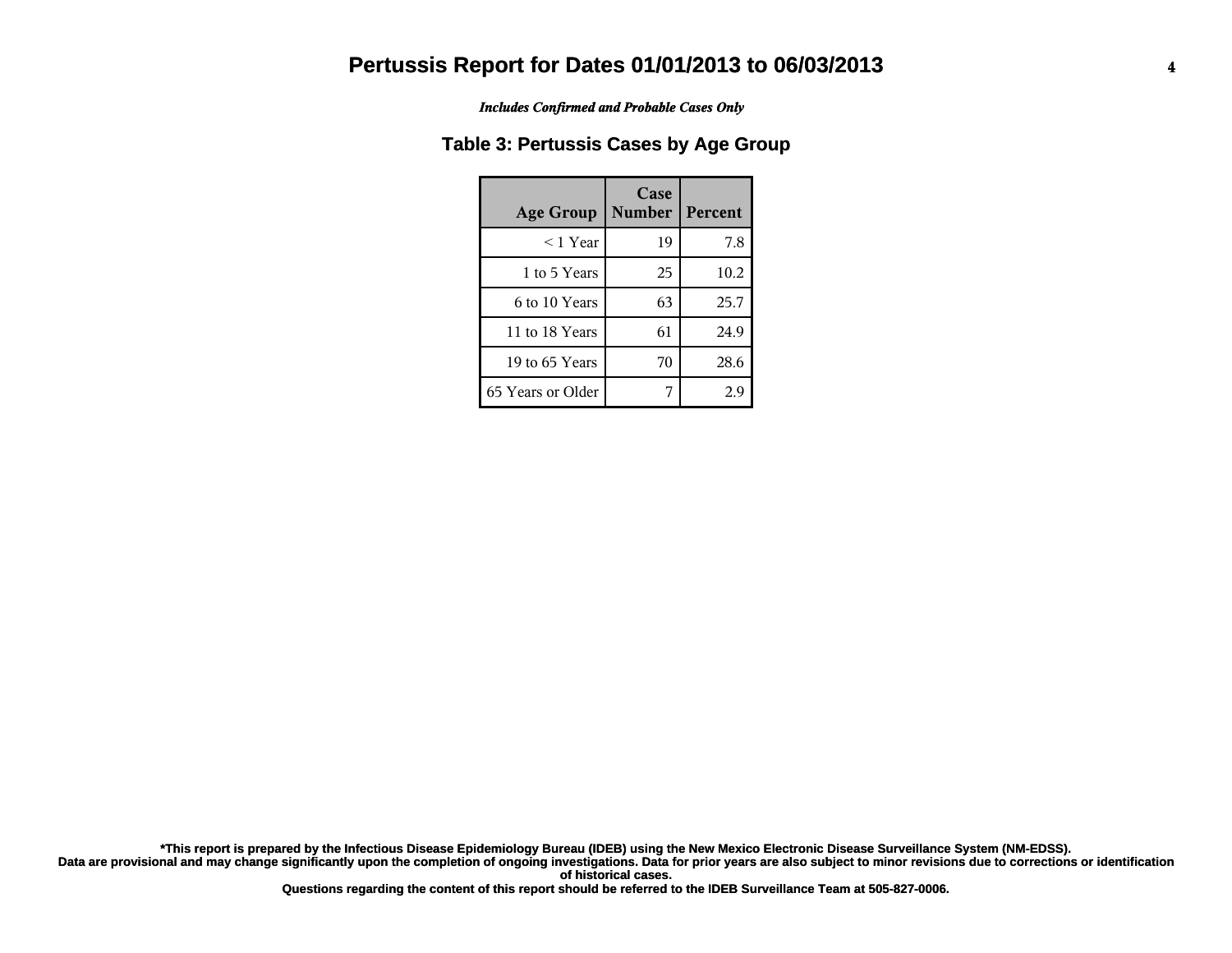# Pertussis Report for Dates 01/01/2013 to 06/03/2013

*Includes Confirmed and Probable Cases Only*

## Table 3: Pertussis Cases by Age Group

| Age Group | Case Number | Percent |
|---|---|---|
| < 1 Year | 19 | 7.8 |
| 1 to 5 Years | 25 | 10.2 |
| 6 to 10 Years | 63 | 25.7 |
| 11 to 18 Years | 61 | 24.9 |
| 19 to 65 Years | 70 | 28.6 |
| 65 Years or Older | 7 | 2.9 |

**\*This report is prepared by the Infectious Disease Epidemiology Bureau (IDEB) using the New Mexico Electronic Disease Surveillance System (NM-EDSS).**
**Data are provisional and may change significantly upon the completion of ongoing investigations. Data for prior years are also subject to minor revisions due to corrections or identification of historical cases.**
**Questions regarding the content of this report should be referred to the IDEB Surveillance Team at 505-827-0006.**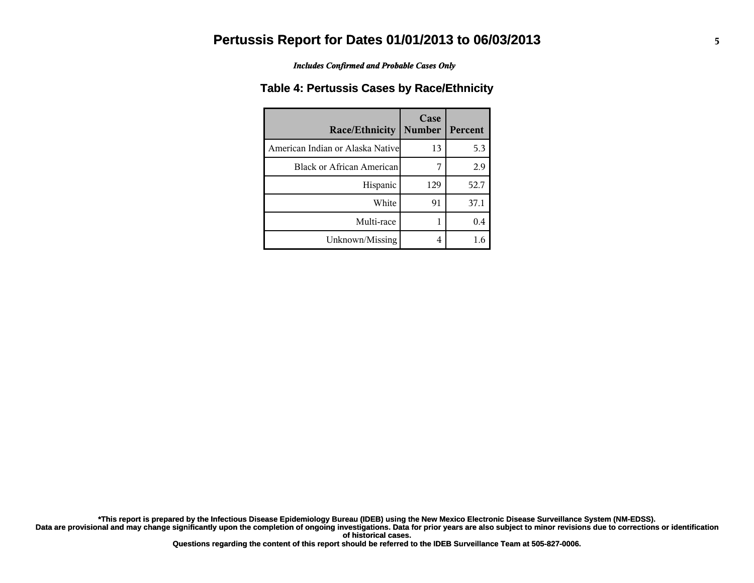# Pertussis Report for Dates 01/01/2013 to 06/03/2013

***Includes Confirmed and Probable Cases Only***

## Table 4: Pertussis Cases by Race/Ethnicity

| Race/Ethnicity | Case Number | Percent |
|---|---|---|
| American Indian or Alaska Native | 13 | 5.3 |
| Black or African American | 7 | 2.9 |
| Hispanic | 129 | 52.7 |
| White | 91 | 37.1 |
| Multi-race | 1 | 0.4 |
| Unknown/Missing | 4 | 1.6 |

**\*This report is prepared by the Infectious Disease Epidemiology Bureau (IDEB) using the New Mexico Electronic Disease Surveillance System (NM-EDSS). Data are provisional and may change significantly upon the completion of ongoing investigations. Data for prior years are also subject to minor revisions due to corrections or identification of historical cases.**

**Questions regarding the content of this report should be referred to the IDEB Surveillance Team at 505-827-0006.**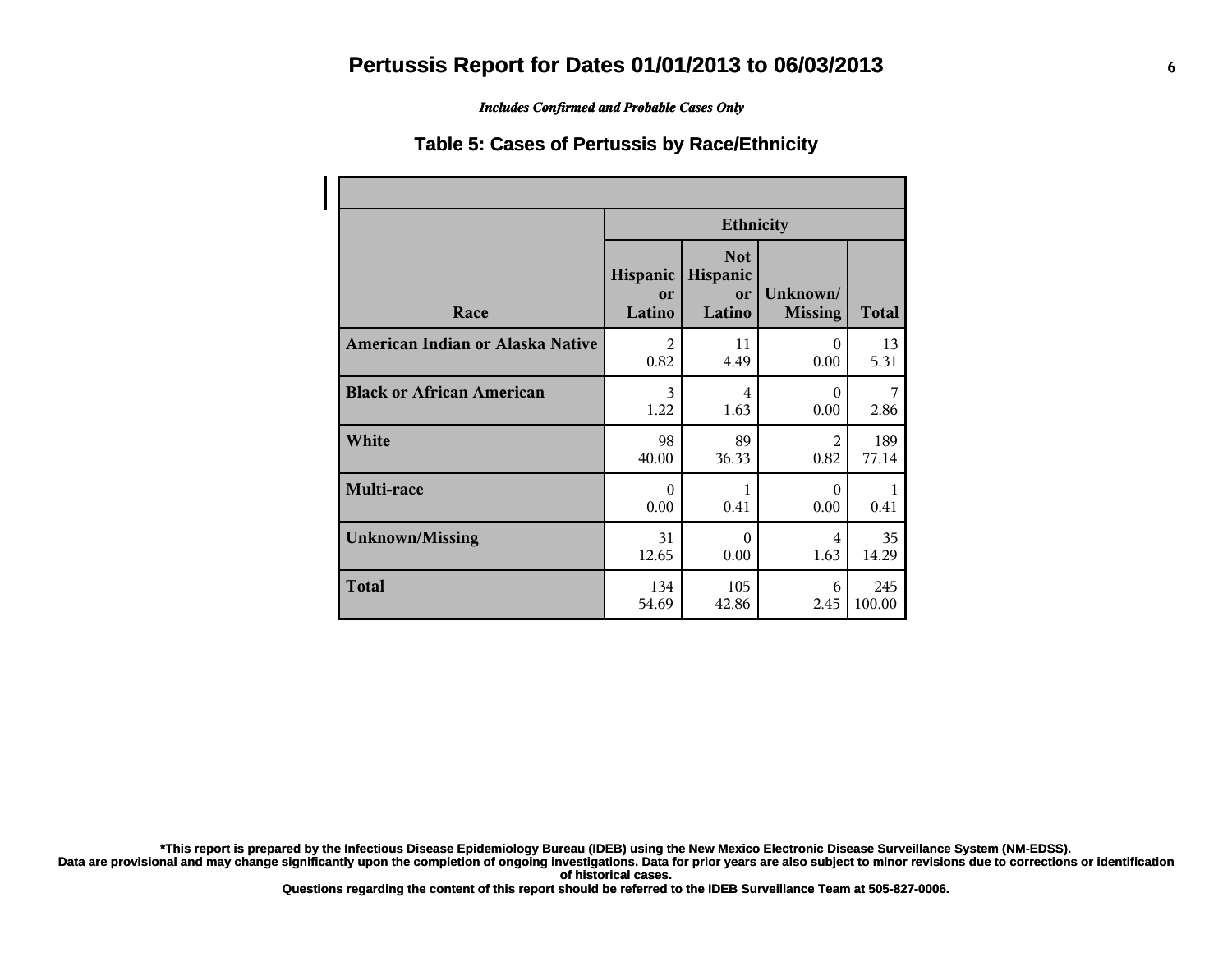# Pertussis Report for Dates 01/01/2013 to 06/03/2013

*Includes Confirmed and Probable Cases Only*

## Table 5: Cases of Pertussis by Race/Ethnicity

| | Ethnicity | | | |
|---|---|---|---|---|
| Race | Hispanic or Latino | Not Hispanic or Latino | Unknown/ Missing | Total |
| **American Indian or Alaska Native** | 2<br>0.82 | 11<br>4.49 | 0<br>0.00 | 13<br>5.31 |
| **Black or African American** | 3<br>1.22 | 4<br>1.63 | 0<br>0.00 | 7<br>2.86 |
| **White** | 98<br>40.00 | 89<br>36.33 | 2<br>0.82 | 189<br>77.14 |
| **Multi-race** | 0<br>0.00 | 1<br>0.41 | 0<br>0.00 | 1<br>0.41 |
| **Unknown/Missing** | 31<br>12.65 | 0<br>0.00 | 4<br>1.63 | 35<br>14.29 |
| **Total** | 134<br>54.69 | 105<br>42.86 | 6<br>2.45 | 245<br>100.00 |

**\*This report is prepared by the Infectious Disease Epidemiology Bureau (IDEB) using the New Mexico Electronic Disease Surveillance System (NM-EDSS). Data are provisional and may change significantly upon the completion of ongoing investigations. Data for prior years are also subject to minor revisions due to corrections or identification of historical cases. Questions regarding the content of this report should be referred to the IDEB Surveillance Team at 505-827-0006.**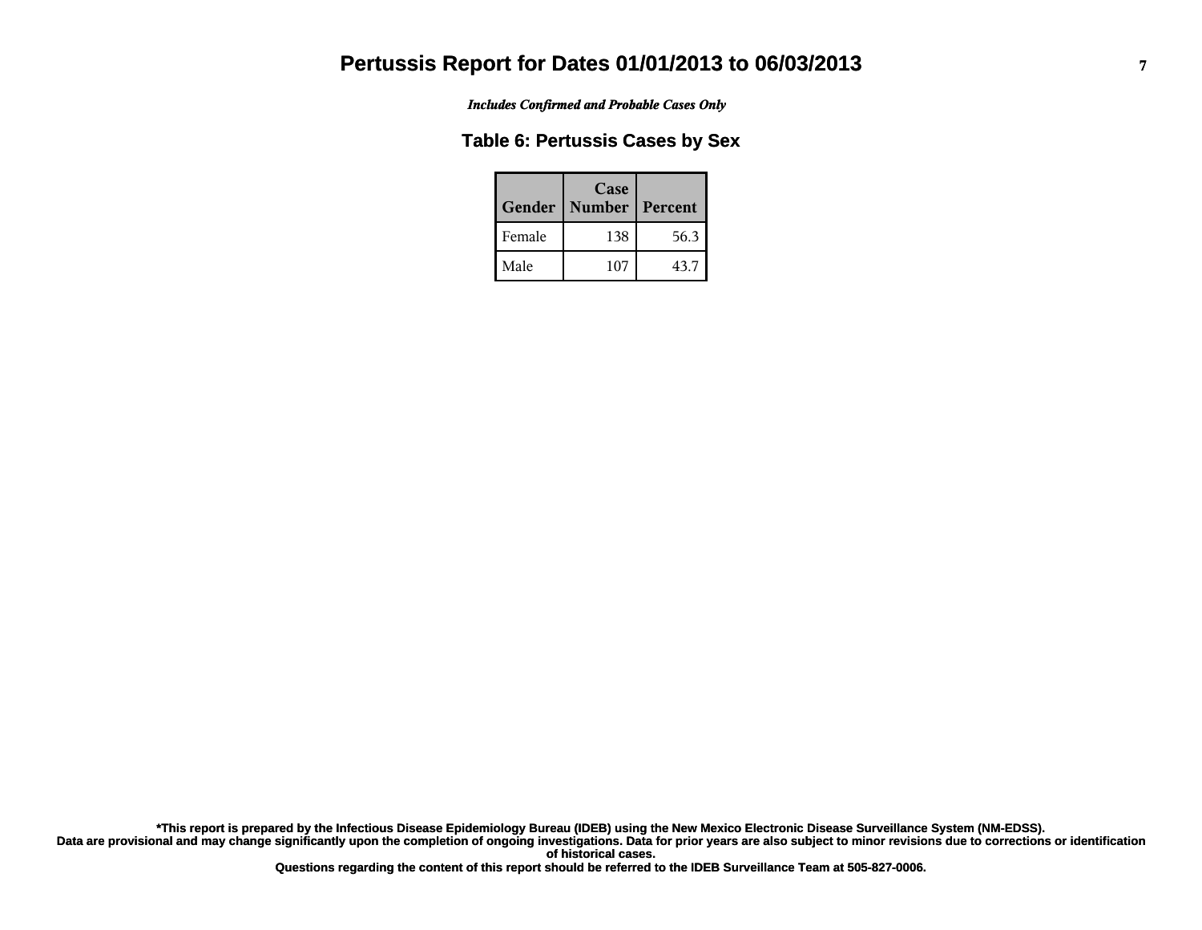# Pertussis Report for Dates 01/01/2013 to 06/03/2013

*Includes Confirmed and Probable Cases Only*

## Table 6: Pertussis Cases by Sex

| Gender | Case Number | Percent |
|---|---|---|
| Female | 138 | 56.3 |
| Male | 107 | 43.7 |

**\*This report is prepared by the Infectious Disease Epidemiology Bureau (IDEB) using the New Mexico Electronic Disease Surveillance System (NM-EDSS).**
**Data are provisional and may change significantly upon the completion of ongoing investigations. Data for prior years are also subject to minor revisions due to corrections or identification of historical cases.**
**Questions regarding the content of this report should be referred to the IDEB Surveillance Team at 505-827-0006.**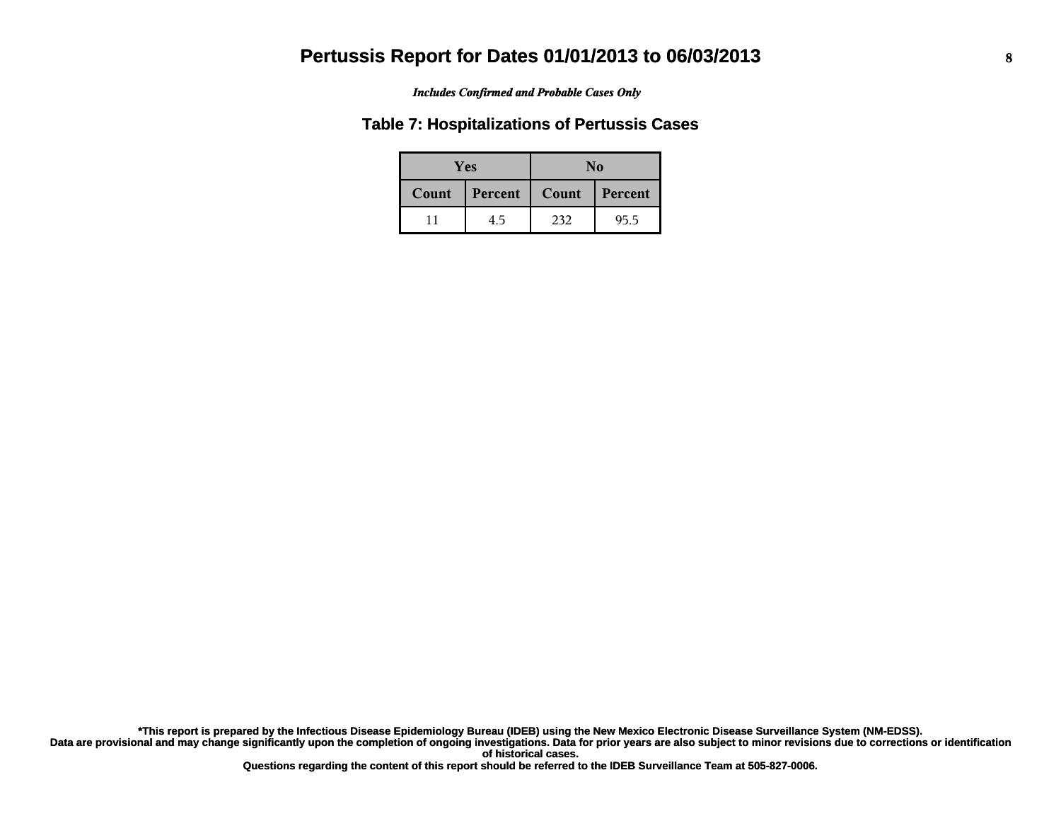# Pertussis Report for Dates 01/01/2013 to 06/03/2013

***Includes Confirmed and Probable Cases Only***

## Table 7: Hospitalizations of Pertussis Cases

| Yes | | No | |
|---|---|---|---|
| Count | Percent | Count | Percent |
| 11 | 4.5 | 232 | 95.5 |

**\*This report is prepared by the Infectious Disease Epidemiology Bureau (IDEB) using the New Mexico Electronic Disease Surveillance System (NM-EDSS).**
**Data are provisional and may change significantly upon the completion of ongoing investigations. Data for prior years are also subject to minor revisions due to corrections or identification of historical cases.**
**Questions regarding the content of this report should be referred to the IDEB Surveillance Team at 505-827-0006.**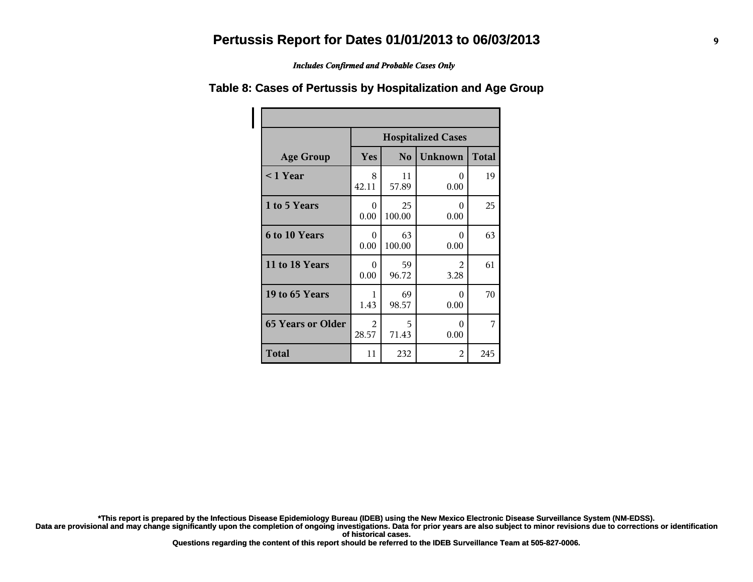# Pertussis Report for Dates 01/01/2013 to 06/03/2013

*Includes Confirmed and Probable Cases Only*

## Table 8: Cases of Pertussis by Hospitalization and Age Group

| | Hospitalized Cases | | | |
|---|---|---|---|---|
| Age Group | Yes | No | Unknown | Total |
| < 1 Year | 8<br>42.11 | 11<br>57.89 | 0<br>0.00 | 19 |
| 1 to 5 Years | 0<br>0.00 | 25<br>100.00 | 0<br>0.00 | 25 |
| 6 to 10 Years | 0<br>0.00 | 63<br>100.00 | 0<br>0.00 | 63 |
| 11 to 18 Years | 0<br>0.00 | 59<br>96.72 | 2<br>3.28 | 61 |
| 19 to 65 Years | 1<br>1.43 | 69<br>98.57 | 0<br>0.00 | 70 |
| 65 Years or Older | 2<br>28.57 | 5<br>71.43 | 0<br>0.00 | 7 |
| Total | 11 | 232 | 2 | 245 |

**\*This report is prepared by the Infectious Disease Epidemiology Bureau (IDEB) using the New Mexico Electronic Disease Surveillance System (NM-EDSS).**
**Data are provisional and may change significantly upon the completion of ongoing investigations. Data for prior years are also subject to minor revisions due to corrections or identification of historical cases.**
**Questions regarding the content of this report should be referred to the IDEB Surveillance Team at 505-827-0006.**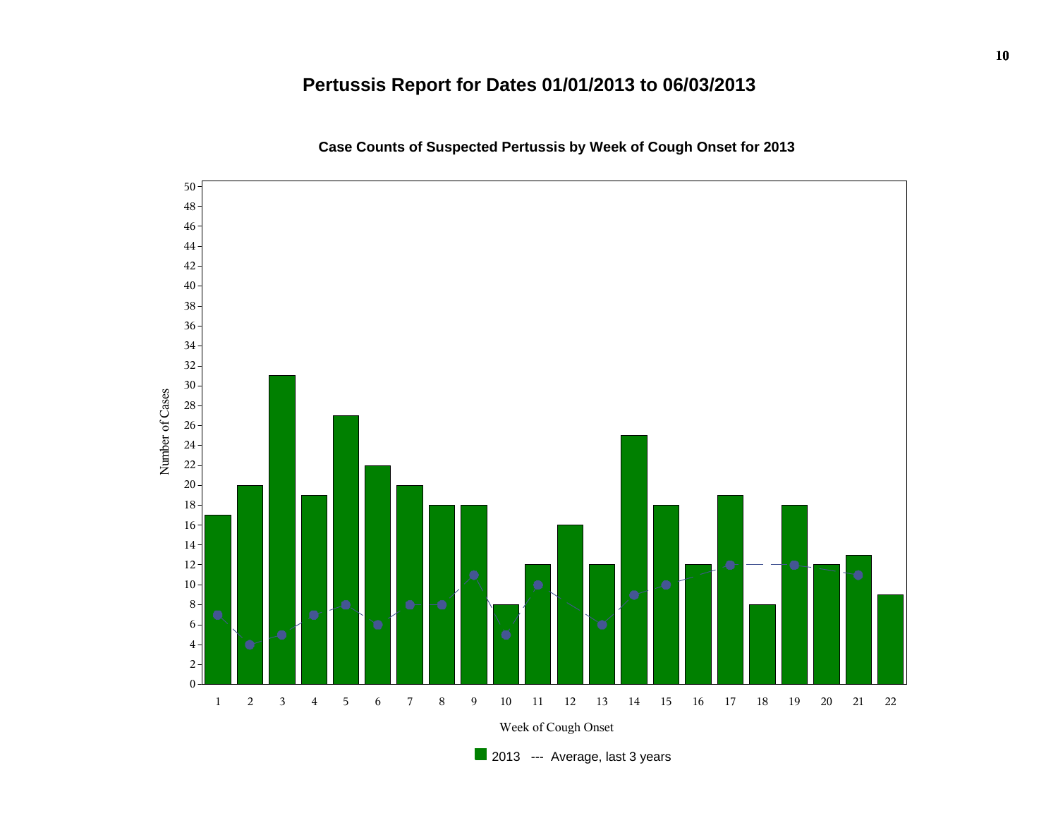# Pertussis Report for Dates 01/01/2013 to 06/03/2013

**Case Counts of Suspected Pertussis by Week of Cough Onset for 2013**

Number of Cases

0 2 4 6 8 10 12 14 16 18 20 22 24 26 28 30 32 34 36 38 40 42 44 46 48 50

1 2 3 4 5 6 7 8 9 10 11 12 13 14 15 16 17 18 19 20 21 22

Week of Cough Onset

2013 --- Average, last 3 years